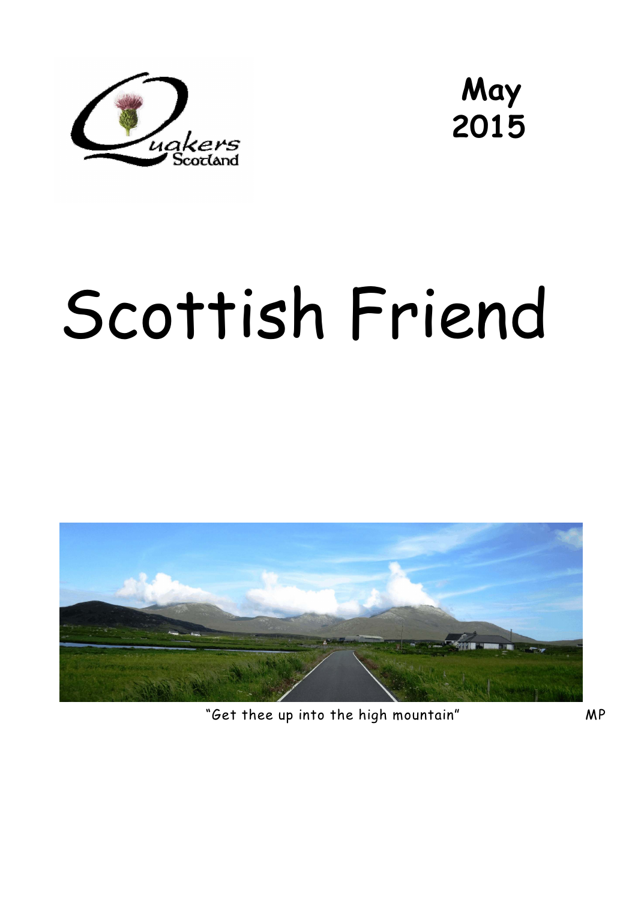Quakers Scotland

**May 2015**

# Scottish Friend

"Get thee up into the high mountain" MP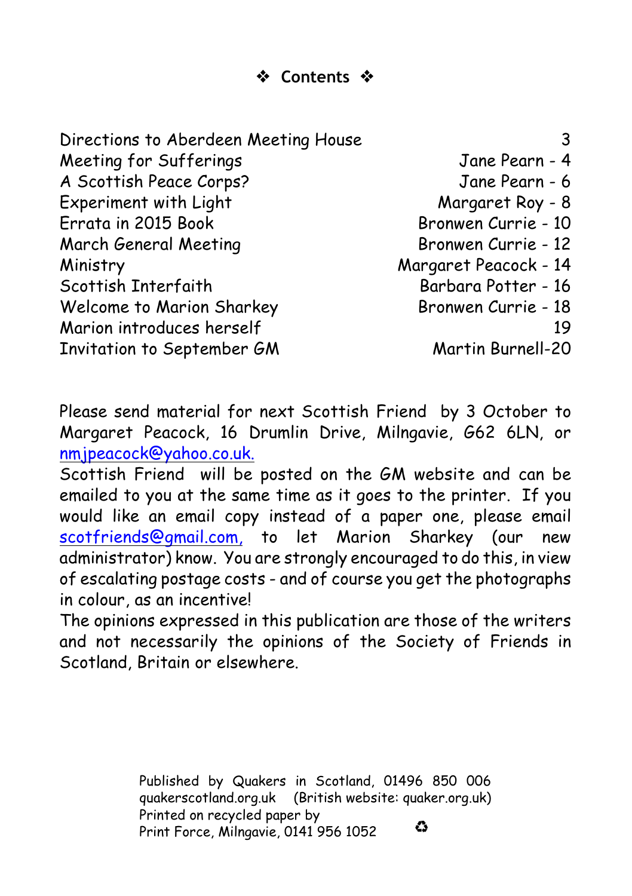## ❖ Contents ❖

| | |
|---|---|
| Directions to Aberdeen Meeting House | 3 |
| Meeting for Sufferings | Jane Pearn - 4 |
| A Scottish Peace Corps? | Jane Pearn - 6 |
| Experiment with Light | Margaret Roy - 8 |
| Errata in 2015 Book | Bronwen Currie - 10 |
| March General Meeting | Bronwen Currie - 12 |
| Ministry | Margaret Peacock - 14 |
| Scottish Interfaith | Barbara Potter - 16 |
| Welcome to Marion Sharkey | Bronwen Currie - 18 |
| Marion introduces herself | 19 |
| Invitation to September GM | Martin Burnell-20 |

Please send material for next Scottish Friend by 3 October to Margaret Peacock, 16 Drumlin Drive, Milngavie, G62 6LN, or nmjpeacock@yahoo.co.uk.

Scottish Friend will be posted on the GM website and can be emailed to you at the same time as it goes to the printer. If you would like an email copy instead of a paper one, please email scotfriends@gmail.com, to let Marion Sharkey (our new administrator) know. You are strongly encouraged to do this, in view of escalating postage costs - and of course you get the photographs in colour, as an incentive!

The opinions expressed in this publication are those of the writers and not necessarily the opinions of the Society of Friends in Scotland, Britain or elsewhere.

Published by Quakers in Scotland, 01496 850 006
quakerscotland.org.uk (British website: quaker.org.uk)
Printed on recycled paper by
Print Force, Milngavie, 0141 956 1052 ♻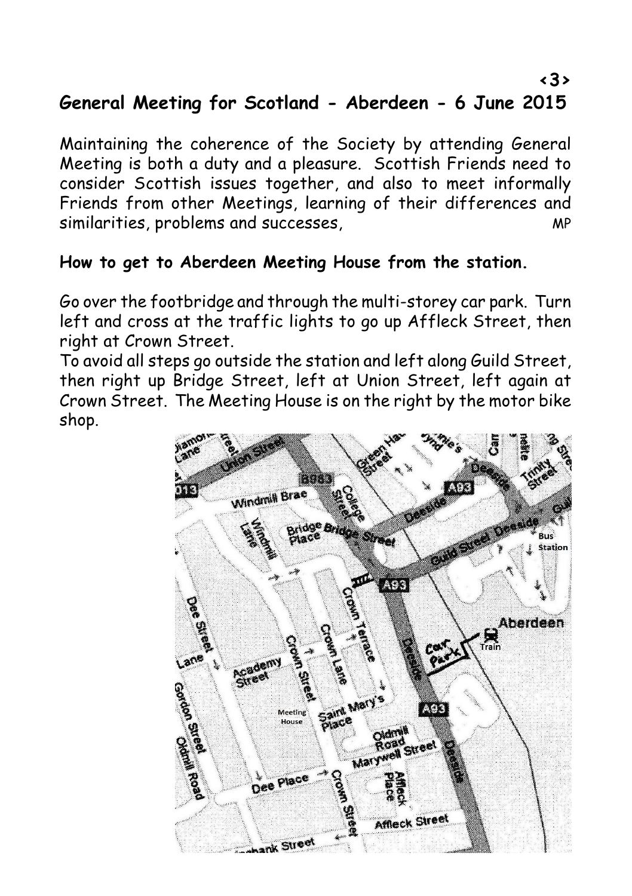## General Meeting for Scotland - Aberdeen - 6 June 2015

Maintaining the coherence of the Society by attending General Meeting is both a duty and a pleasure. Scottish Friends need to consider Scottish issues together, and also to meet informally Friends from other Meetings, learning of their differences and similarities, problems and successes, MP

**How to get to Aberdeen Meeting House from the station.**

Go over the footbridge and through the multi-storey car park. Turn left and cross at the traffic lights to go up Affleck Street, then right at Crown Street.

To avoid all steps go outside the station and left along Guild Street, then right up Bridge Street, left at Union Street, left again at Crown Street. The Meeting House is on the right by the motor bike shop.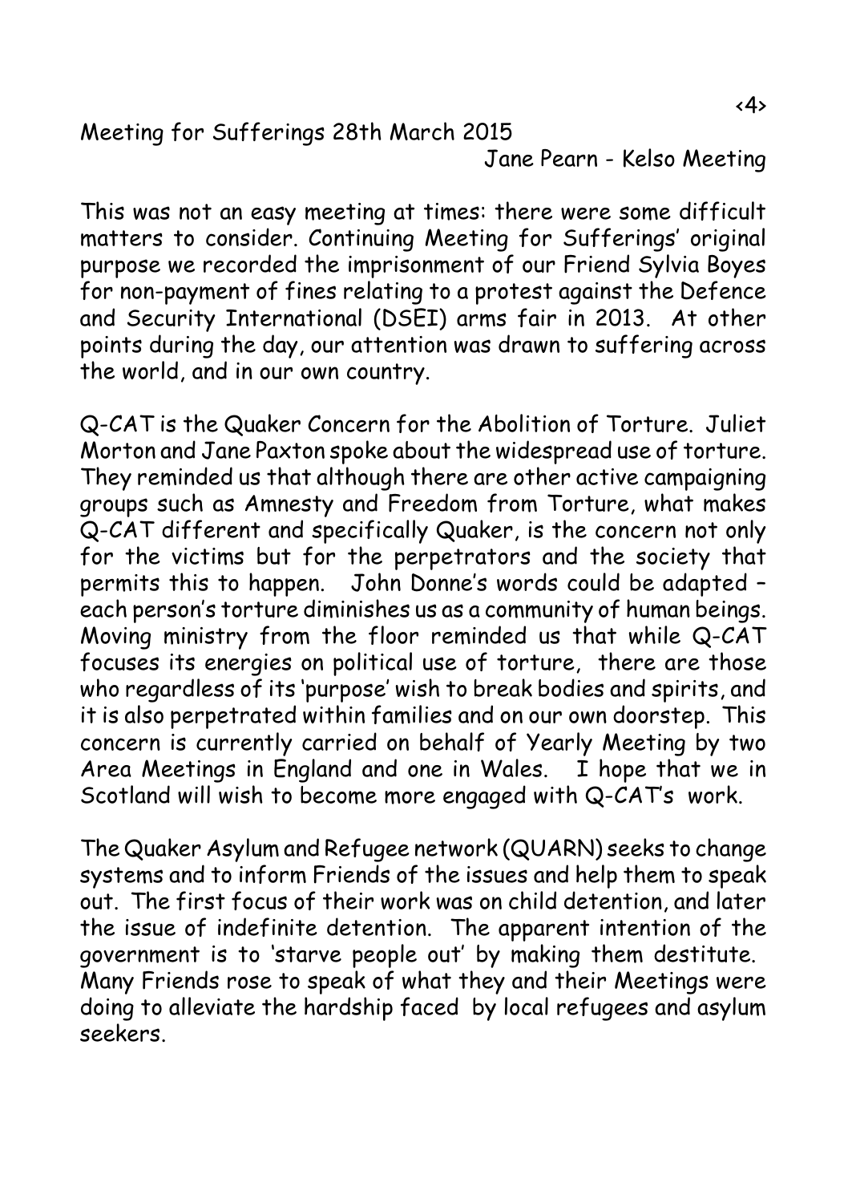## Meeting for Sufferings 28th March 2015

Jane Pearn - Kelso Meeting

This was not an easy meeting at times: there were some difficult matters to consider. Continuing Meeting for Sufferings' original purpose we recorded the imprisonment of our Friend Sylvia Boyes for non-payment of fines relating to a protest against the Defence and Security International (DSEI) arms fair in 2013. At other points during the day, our attention was drawn to suffering across the world, and in our own country.

Q-CAT is the Quaker Concern for the Abolition of Torture. Juliet Morton and Jane Paxton spoke about the widespread use of torture. They reminded us that although there are other active campaigning groups such as Amnesty and Freedom from Torture, what makes Q-CAT different and specifically Quaker, is the concern not only for the victims but for the perpetrators and the society that permits this to happen. John Donne's words could be adapted – each person's torture diminishes us as a community of human beings. Moving ministry from the floor reminded us that while Q-CAT focuses its energies on political use of torture, there are those who regardless of its 'purpose' wish to break bodies and spirits, and it is also perpetrated within families and on our own doorstep. This concern is currently carried on behalf of Yearly Meeting by two Area Meetings in England and one in Wales. I hope that we in Scotland will wish to become more engaged with Q-CAT's work.

The Quaker Asylum and Refugee network (QUARN) seeks to change systems and to inform Friends of the issues and help them to speak out. The first focus of their work was on child detention, and later the issue of indefinite detention. The apparent intention of the government is to 'starve people out' by making them destitute. Many Friends rose to speak of what they and their Meetings were doing to alleviate the hardship faced by local refugees and asylum seekers.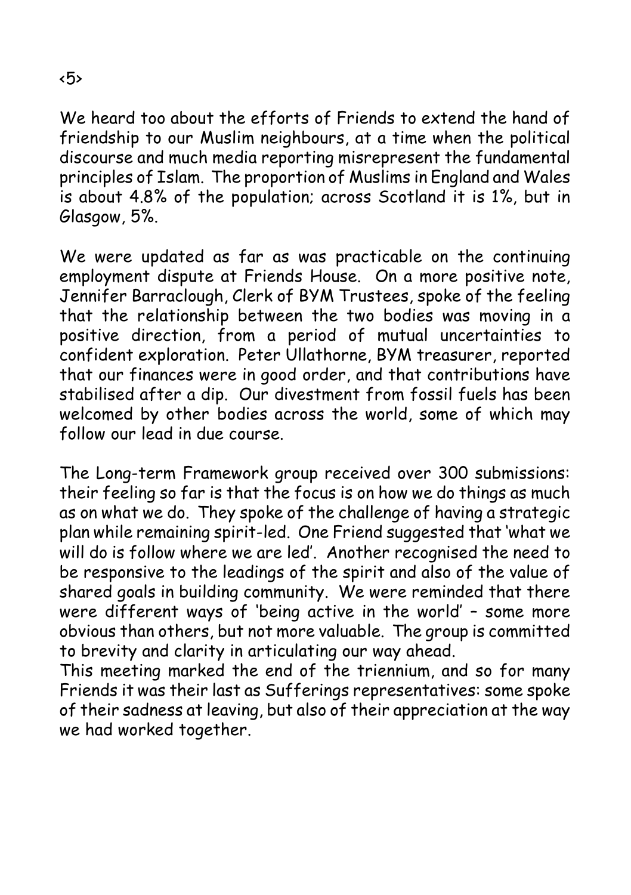We heard too about the efforts of Friends to extend the hand of friendship to our Muslim neighbours, at a time when the political discourse and much media reporting misrepresent the fundamental principles of Islam. The proportion of Muslims in England and Wales is about 4.8% of the population; across Scotland it is 1%, but in Glasgow, 5%.

We were updated as far as was practicable on the continuing employment dispute at Friends House. On a more positive note, Jennifer Barraclough, Clerk of BYM Trustees, spoke of the feeling that the relationship between the two bodies was moving in a positive direction, from a period of mutual uncertainties to confident exploration. Peter Ullathorne, BYM treasurer, reported that our finances were in good order, and that contributions have stabilised after a dip. Our divestment from fossil fuels has been welcomed by other bodies across the world, some of which may follow our lead in due course.

The Long-term Framework group received over 300 submissions: their feeling so far is that the focus is on how we do things as much as on what we do. They spoke of the challenge of having a strategic plan while remaining spirit-led. One Friend suggested that 'what we will do is follow where we are led'. Another recognised the need to be responsive to the leadings of the spirit and also of the value of shared goals in building community. We were reminded that there were different ways of 'being active in the world' – some more obvious than others, but not more valuable. The group is committed to brevity and clarity in articulating our way ahead.

This meeting marked the end of the triennium, and so for many Friends it was their last as Sufferings representatives: some spoke of their sadness at leaving, but also of their appreciation at the way we had worked together.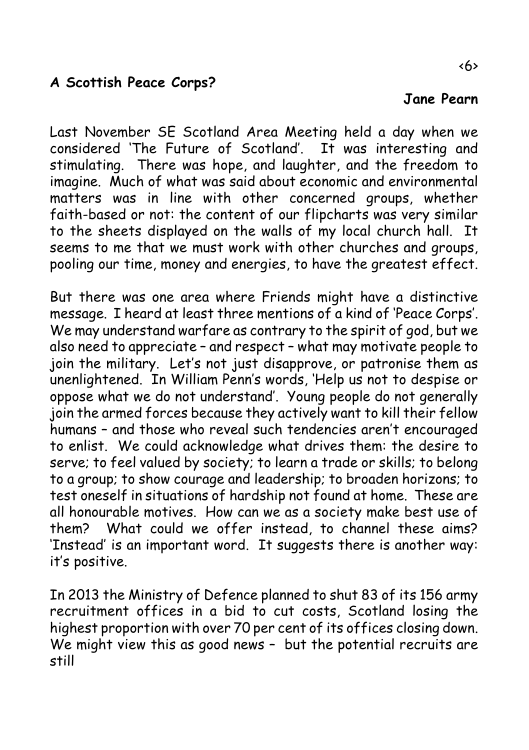## A Scottish Peace Corps?

**Jane Pearn**

Last November SE Scotland Area Meeting held a day when we considered 'The Future of Scotland'. It was interesting and stimulating. There was hope, and laughter, and the freedom to imagine. Much of what was said about economic and environmental matters was in line with other concerned groups, whether faith-based or not: the content of our flipcharts was very similar to the sheets displayed on the walls of my local church hall. It seems to me that we must work with other churches and groups, pooling our time, money and energies, to have the greatest effect.

But there was one area where Friends might have a distinctive message. I heard at least three mentions of a kind of 'Peace Corps'. We may understand warfare as contrary to the spirit of god, but we also need to appreciate – and respect – what may motivate people to join the military. Let's not just disapprove, or patronise them as unenlightened. In William Penn's words, 'Help us not to despise or oppose what we do not understand'. Young people do not generally join the armed forces because they actively want to kill their fellow humans – and those who reveal such tendencies aren't encouraged to enlist. We could acknowledge what drives them: the desire to serve; to feel valued by society; to learn a trade or skills; to belong to a group; to show courage and leadership; to broaden horizons; to test oneself in situations of hardship not found at home. These are all honourable motives. How can we as a society make best use of them? What could we offer instead, to channel these aims? 'Instead' is an important word. It suggests there is another way: it's positive.

In 2013 the Ministry of Defence planned to shut 83 of its 156 army recruitment offices in a bid to cut costs, Scotland losing the highest proportion with over 70 per cent of its offices closing down. We might view this as good news – but the potential recruits are still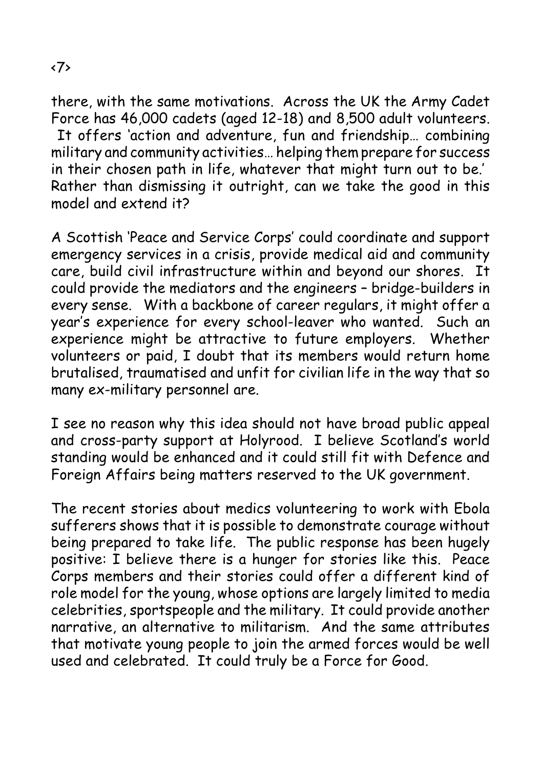there, with the same motivations. Across the UK the Army Cadet Force has 46,000 cadets (aged 12-18) and 8,500 adult volunteers. It offers 'action and adventure, fun and friendship… combining military and community activities… helping them prepare for success in their chosen path in life, whatever that might turn out to be.' Rather than dismissing it outright, can we take the good in this model and extend it?

A Scottish 'Peace and Service Corps' could coordinate and support emergency services in a crisis, provide medical aid and community care, build civil infrastructure within and beyond our shores. It could provide the mediators and the engineers – bridge-builders in every sense. With a backbone of career regulars, it might offer a year's experience for every school-leaver who wanted. Such an experience might be attractive to future employers. Whether volunteers or paid, I doubt that its members would return home brutalised, traumatised and unfit for civilian life in the way that so many ex-military personnel are.

I see no reason why this idea should not have broad public appeal and cross-party support at Holyrood. I believe Scotland's world standing would be enhanced and it could still fit with Defence and Foreign Affairs being matters reserved to the UK government.

The recent stories about medics volunteering to work with Ebola sufferers shows that it is possible to demonstrate courage without being prepared to take life. The public response has been hugely positive: I believe there is a hunger for stories like this. Peace Corps members and their stories could offer a different kind of role model for the young, whose options are largely limited to media celebrities, sportspeople and the military. It could provide another narrative, an alternative to militarism. And the same attributes that motivate young people to join the armed forces would be well used and celebrated. It could truly be a Force for Good.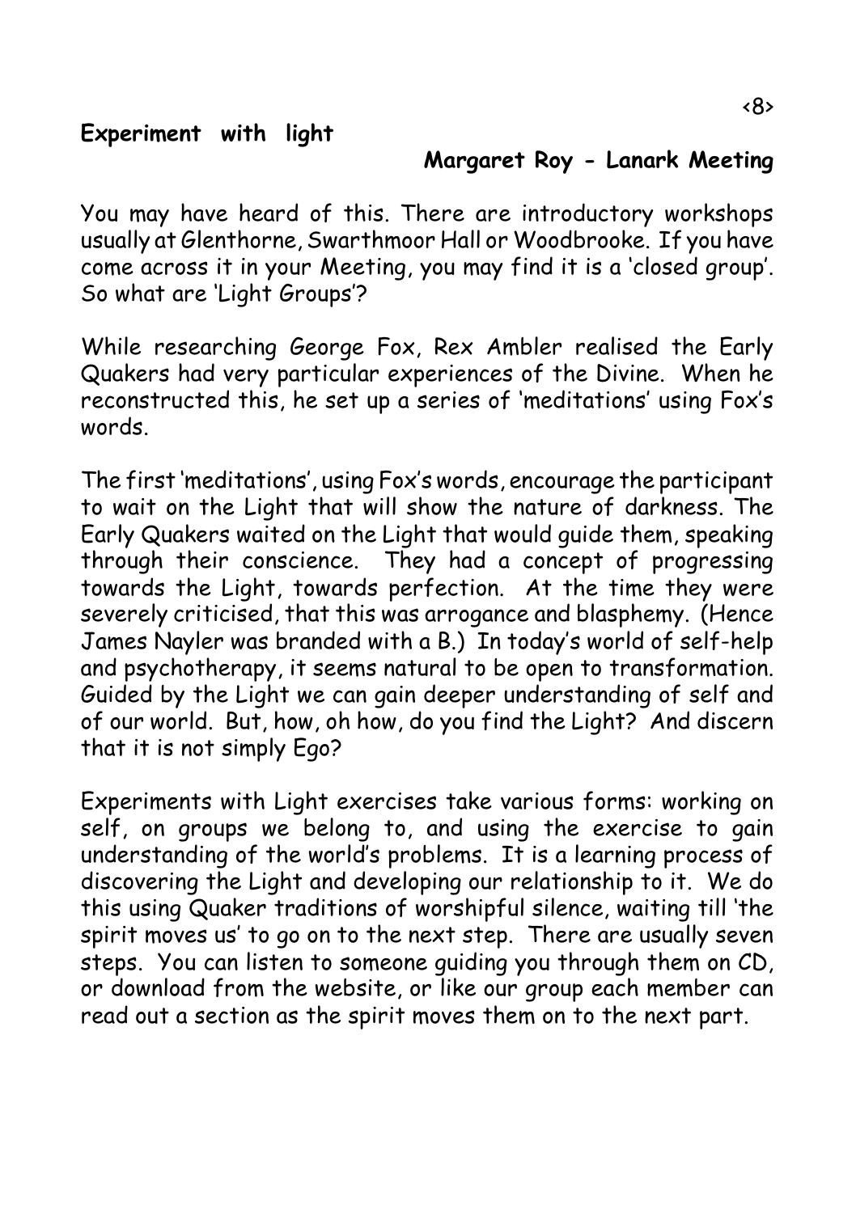## Experiment with light

**Margaret Roy - Lanark Meeting**

You may have heard of this. There are introductory workshops usually at Glenthorne, Swarthmoor Hall or Woodbrooke. If you have come across it in your Meeting, you may find it is a 'closed group'. So what are 'Light Groups'?

While researching George Fox, Rex Ambler realised the Early Quakers had very particular experiences of the Divine. When he reconstructed this, he set up a series of 'meditations' using Fox's words.

The first 'meditations', using Fox's words, encourage the participant to wait on the Light that will show the nature of darkness. The Early Quakers waited on the Light that would guide them, speaking through their conscience. They had a concept of progressing towards the Light, towards perfection. At the time they were severely criticised, that this was arrogance and blasphemy. (Hence James Nayler was branded with a B.) In today's world of self-help and psychotherapy, it seems natural to be open to transformation. Guided by the Light we can gain deeper understanding of self and of our world. But, how, oh how, do you find the Light? And discern that it is not simply Ego?

Experiments with Light exercises take various forms: working on self, on groups we belong to, and using the exercise to gain understanding of the world's problems. It is a learning process of discovering the Light and developing our relationship to it. We do this using Quaker traditions of worshipful silence, waiting till 'the spirit moves us' to go on to the next step. There are usually seven steps. You can listen to someone guiding you through them on CD, or download from the website, or like our group each member can read out a section as the spirit moves them on to the next part.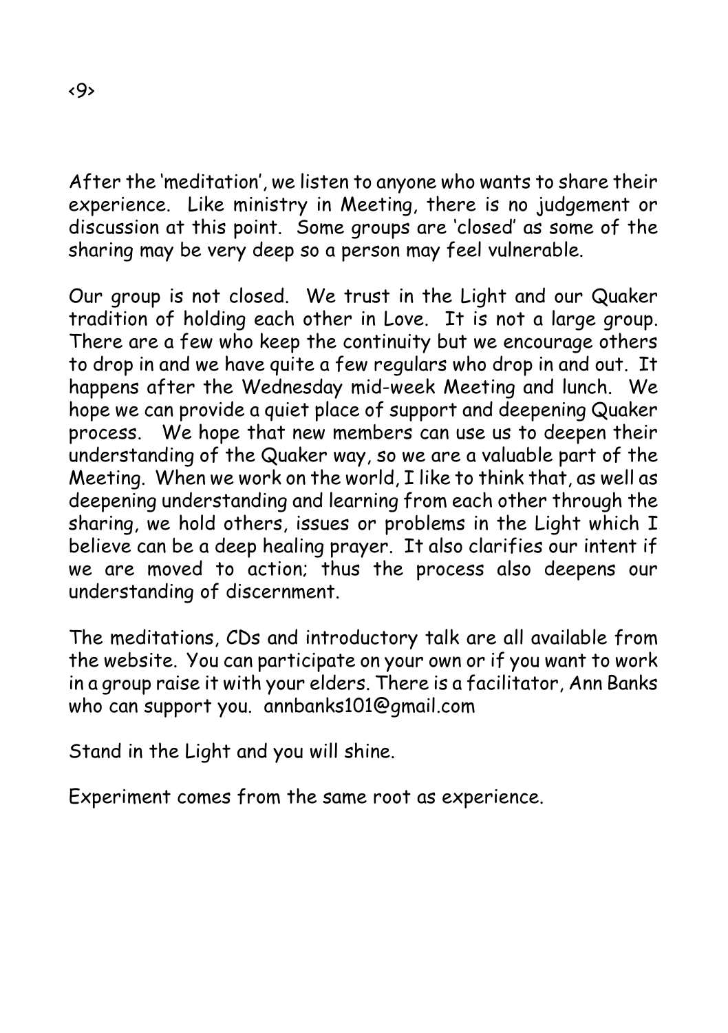After the 'meditation', we listen to anyone who wants to share their experience. Like ministry in Meeting, there is no judgement or discussion at this point. Some groups are 'closed' as some of the sharing may be very deep so a person may feel vulnerable.

Our group is not closed. We trust in the Light and our Quaker tradition of holding each other in Love. It is not a large group. There are a few who keep the continuity but we encourage others to drop in and we have quite a few regulars who drop in and out. It happens after the Wednesday mid-week Meeting and lunch. We hope we can provide a quiet place of support and deepening Quaker process. We hope that new members can use us to deepen their understanding of the Quaker way, so we are a valuable part of the Meeting. When we work on the world, I like to think that, as well as deepening understanding and learning from each other through the sharing, we hold others, issues or problems in the Light which I believe can be a deep healing prayer. It also clarifies our intent if we are moved to action; thus the process also deepens our understanding of discernment.

The meditations, CDs and introductory talk are all available from the website. You can participate on your own or if you want to work in a group raise it with your elders. There is a facilitator, Ann Banks who can support you. annbanks101@gmail.com

Stand in the Light and you will shine.

Experiment comes from the same root as experience.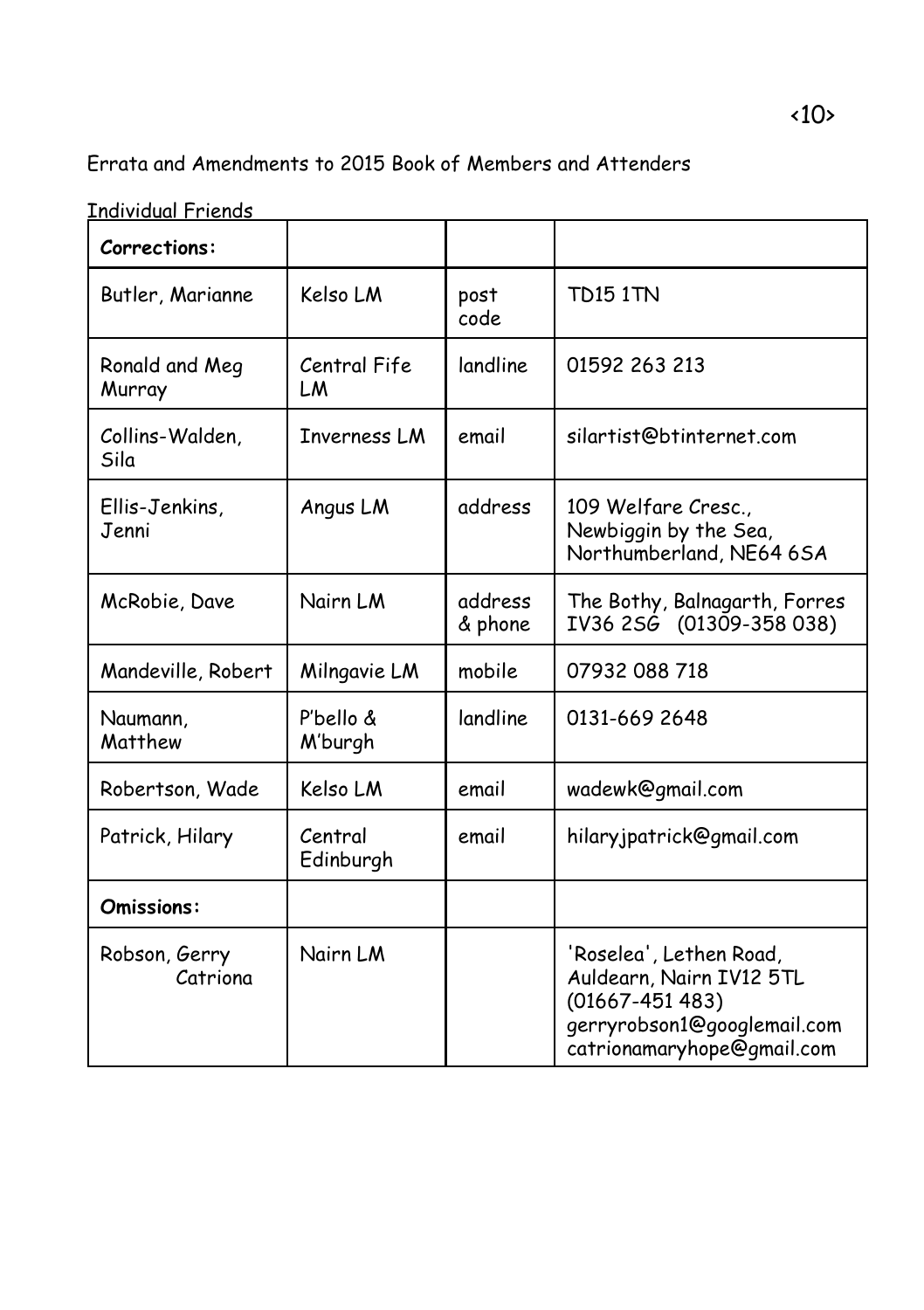Errata and Amendments to 2015 Book of Members and Attenders

Individual Friends

| **Corrections:** | | | |
|---|---|---|---|
| Butler, Marianne | Kelso LM | post code | TD15 1TN |
| Ronald and Meg Murray | Central Fife LM | landline | 01592 263 213 |
| Collins-Walden, Sila | Inverness LM | email | silartist@btinternet.com |
| Ellis-Jenkins, Jenni | Angus LM | address | 109 Welfare Cresc., Newbiggin by the Sea, Northumberland, NE64 6SA |
| McRobie, Dave | Nairn LM | address & phone | The Bothy, Balnagarth, Forres IV36 2SG (01309-358 038) |
| Mandeville, Robert | Milngavie LM | mobile | 07932 088 718 |
| Naumann, Matthew | P'bello & M'burgh | landline | 0131-669 2648 |
| Robertson, Wade | Kelso LM | email | wadewk@gmail.com |
| Patrick, Hilary | Central Edinburgh | email | hilaryjpatrick@gmail.com |
| **Omissions:** | | | |
| Robson, Gerry Catriona | Nairn LM | | 'Roselea', Lethen Road, Auldearn, Nairn IV12 5TL (01667-451 483) gerryrobson1@googlemail.com catrionamaryhope@gmail.com |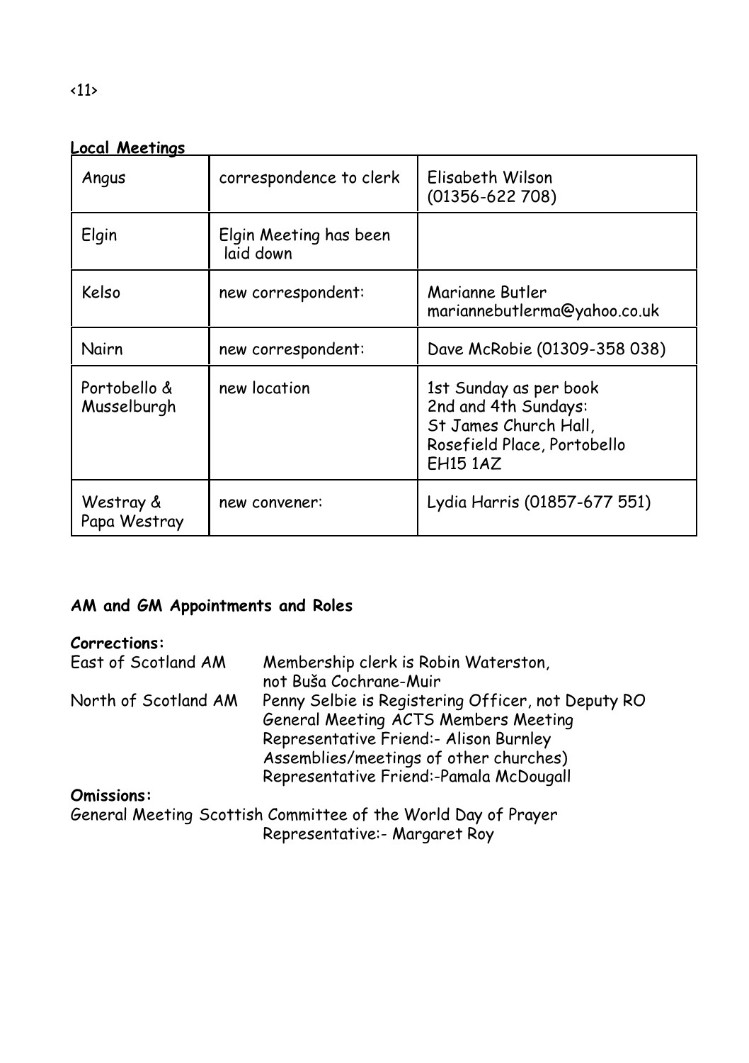**Local Meetings**

| | | |
|---|---|---|
| Angus | correspondence to clerk | Elisabeth Wilson (01356-622 708) |
| Elgin | Elgin Meeting has been laid down | |
| Kelso | new correspondent: | Marianne Butler mariannebutlerma@yahoo.co.uk |
| Nairn | new correspondent: | Dave McRobie (01309-358 038) |
| Portobello & Musselburgh | new location | 1st Sunday as per book<br>2nd and 4th Sundays:<br>St James Church Hall, Rosefield Place, Portobello EH15 1AZ |
| Westray & Papa Westray | new convener: | Lydia Harris (01857-677 551) |

**AM and GM Appointments and Roles**

**Corrections:**

East of Scotland AM — Membership clerk is Robin Waterston, not Buša Cochrane-Muir

North of Scotland AM — Penny Selbie is Registering Officer, not Deputy RO

General Meeting ACTS Members Meeting
Representative Friend:- Alison Burnley

Assemblies/meetings of other churches)
Representative Friend:-Pamala McDougall

**Omissions:**

General Meeting Scottish Committee of the World Day of Prayer
Representative:- Margaret Roy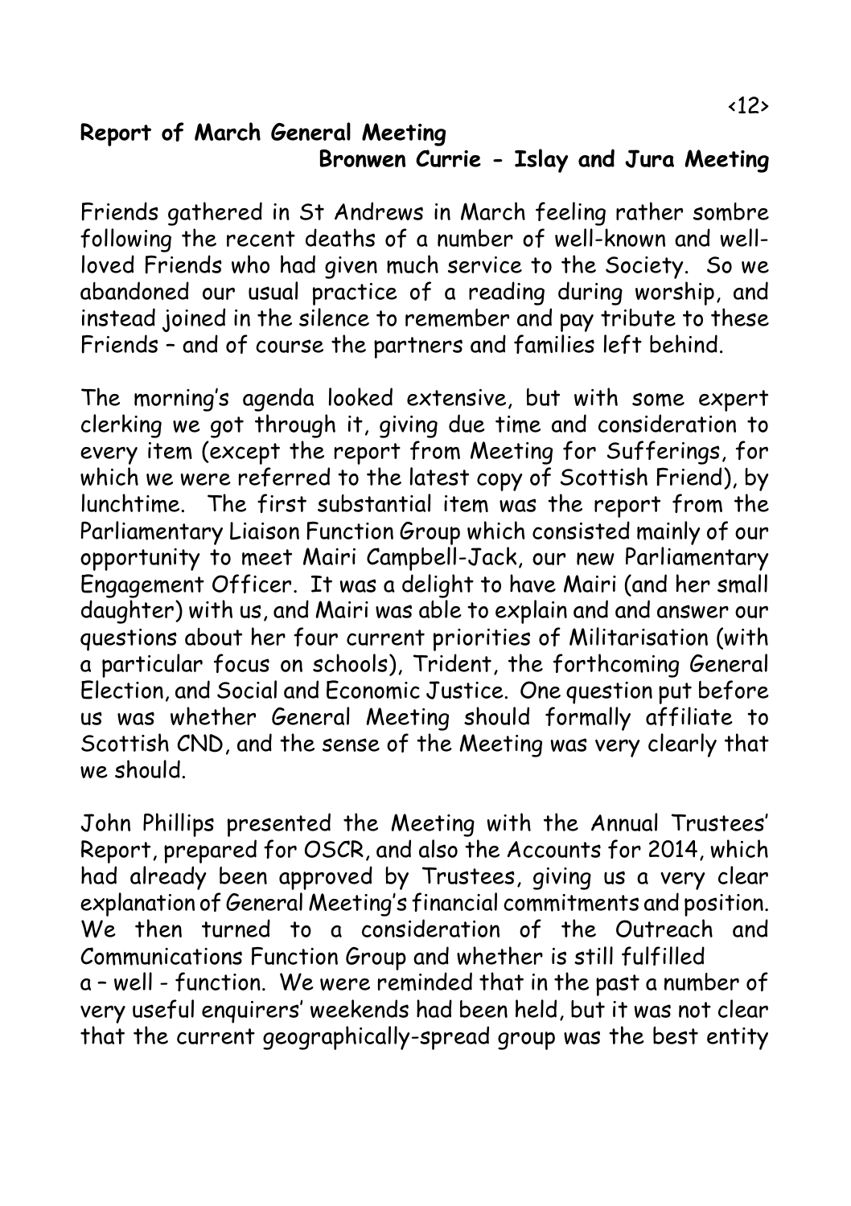## Report of March General Meeting

**Bronwen Currie - Islay and Jura Meeting**

Friends gathered in St Andrews in March feeling rather sombre following the recent deaths of a number of well-known and well-loved Friends who had given much service to the Society. So we abandoned our usual practice of a reading during worship, and instead joined in the silence to remember and pay tribute to these Friends – and of course the partners and families left behind.

The morning's agenda looked extensive, but with some expert clerking we got through it, giving due time and consideration to every item (except the report from Meeting for Sufferings, for which we were referred to the latest copy of Scottish Friend), by lunchtime. The first substantial item was the report from the Parliamentary Liaison Function Group which consisted mainly of our opportunity to meet Mairi Campbell-Jack, our new Parliamentary Engagement Officer. It was a delight to have Mairi (and her small daughter) with us, and Mairi was able to explain and and answer our questions about her four current priorities of Militarisation (with a particular focus on schools), Trident, the forthcoming General Election, and Social and Economic Justice. One question put before us was whether General Meeting should formally affiliate to Scottish CND, and the sense of the Meeting was very clearly that we should.

John Phillips presented the Meeting with the Annual Trustees' Report, prepared for OSCR, and also the Accounts for 2014, which had already been approved by Trustees, giving us a very clear explanation of General Meeting's financial commitments and position. We then turned to a consideration of the Outreach and Communications Function Group and whether is still fulfilled a – well - function. We were reminded that in the past a number of very useful enquirers' weekends had been held, but it was not clear that the current geographically-spread group was the best entity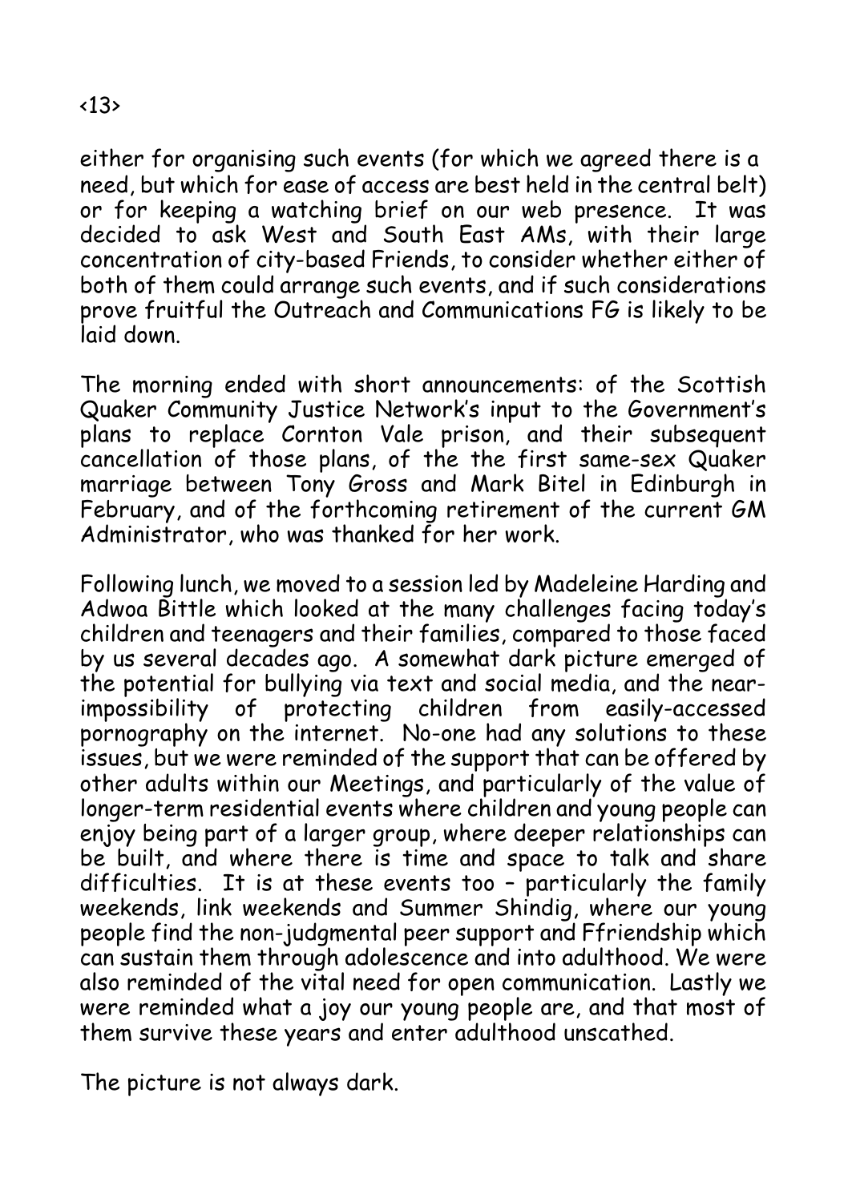either for organising such events (for which we agreed there is a need, but which for ease of access are best held in the central belt) or for keeping a watching brief on our web presence. It was decided to ask West and South East AMs, with their large concentration of city-based Friends, to consider whether either of both of them could arrange such events, and if such considerations prove fruitful the Outreach and Communications FG is likely to be laid down.

The morning ended with short announcements: of the Scottish Quaker Community Justice Network's input to the Government's plans to replace Cornton Vale prison, and their subsequent cancellation of those plans, of the the first same-sex Quaker marriage between Tony Gross and Mark Bitel in Edinburgh in February, and of the forthcoming retirement of the current GM Administrator, who was thanked for her work.

Following lunch, we moved to a session led by Madeleine Harding and Adwoa Bittle which looked at the many challenges facing today's children and teenagers and their families, compared to those faced by us several decades ago. A somewhat dark picture emerged of the potential for bullying via text and social media, and the near-impossibility of protecting children from easily-accessed pornography on the internet. No-one had any solutions to these issues, but we were reminded of the support that can be offered by other adults within our Meetings, and particularly of the value of longer-term residential events where children and young people can enjoy being part of a larger group, where deeper relationships can be built, and where there is time and space to talk and share difficulties. It is at these events too – particularly the family weekends, link weekends and Summer Shindig, where our young people find the non-judgmental peer support and Ffriendship which can sustain them through adolescence and into adulthood. We were also reminded of the vital need for open communication. Lastly we were reminded what a joy our young people are, and that most of them survive these years and enter adulthood unscathed.

The picture is not always dark.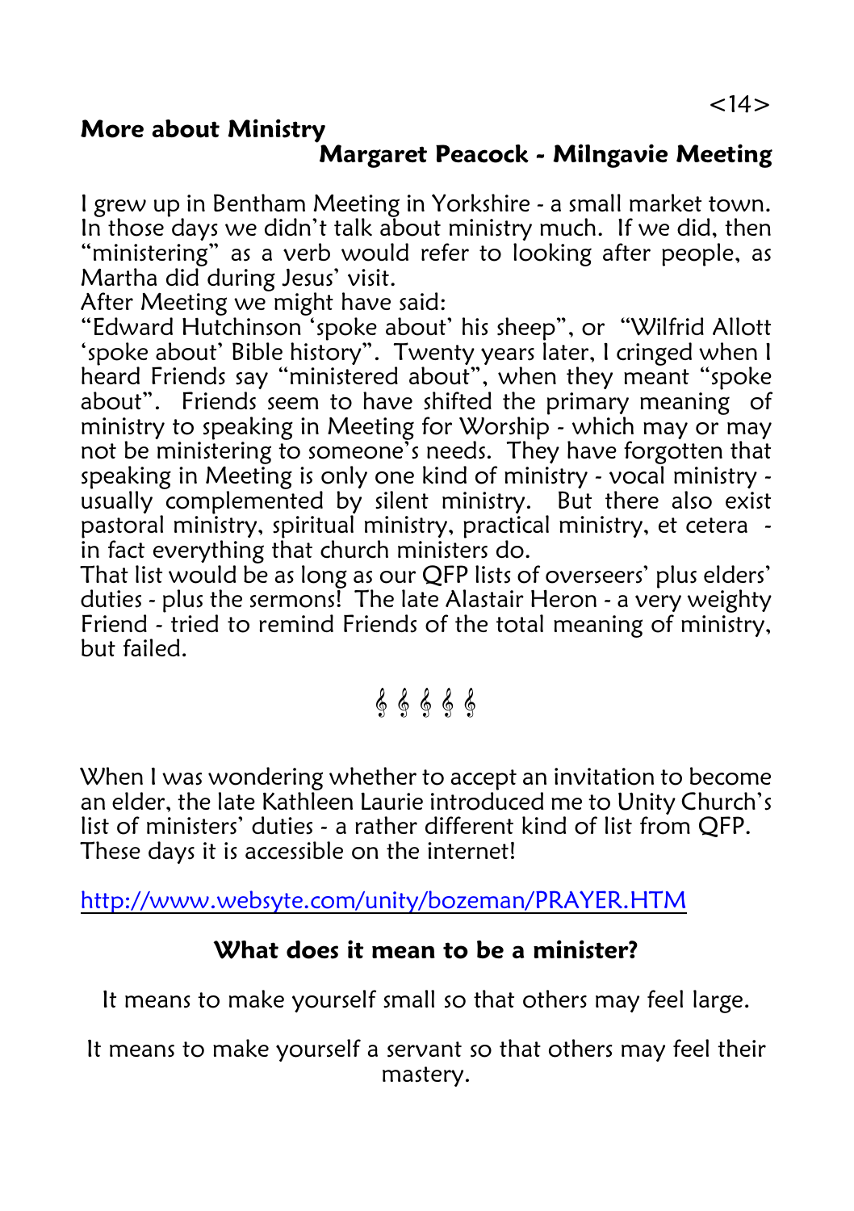## More about Ministry

**Margaret Peacock - Milngavie Meeting**

I grew up in Bentham Meeting in Yorkshire - a small market town. In those days we didn't talk about ministry much. If we did, then "ministering" as a verb would refer to looking after people, as Martha did during Jesus' visit.
After Meeting we might have said:
"Edward Hutchinson 'spoke about' his sheep", or "Wilfrid Allott 'spoke about' Bible history". Twenty years later, I cringed when I heard Friends say "ministered about", when they meant "spoke about". Friends seem to have shifted the primary meaning of ministry to speaking in Meeting for Worship - which may or may not be ministering to someone's needs. They have forgotten that speaking in Meeting is only one kind of ministry - vocal ministry - usually complemented by silent ministry. But there also exist pastoral ministry, spiritual ministry, practical ministry, et cetera - in fact everything that church ministers do.
That list would be as long as our QFP lists of overseers' plus elders' duties - plus the sermons! The late Alastair Heron - a very weighty Friend - tried to remind Friends of the total meaning of ministry, but failed.

𝄞 𝄞 𝄞 𝄞 𝄞

When I was wondering whether to accept an invitation to become an elder, the late Kathleen Laurie introduced me to Unity Church's list of ministers' duties - a rather different kind of list from QFP. These days it is accessible on the internet!

http://www.websyte.com/unity/bozeman/PRAYER.HTM

### What does it mean to be a minister?

It means to make yourself small so that others may feel large.

It means to make yourself a servant so that others may feel their mastery.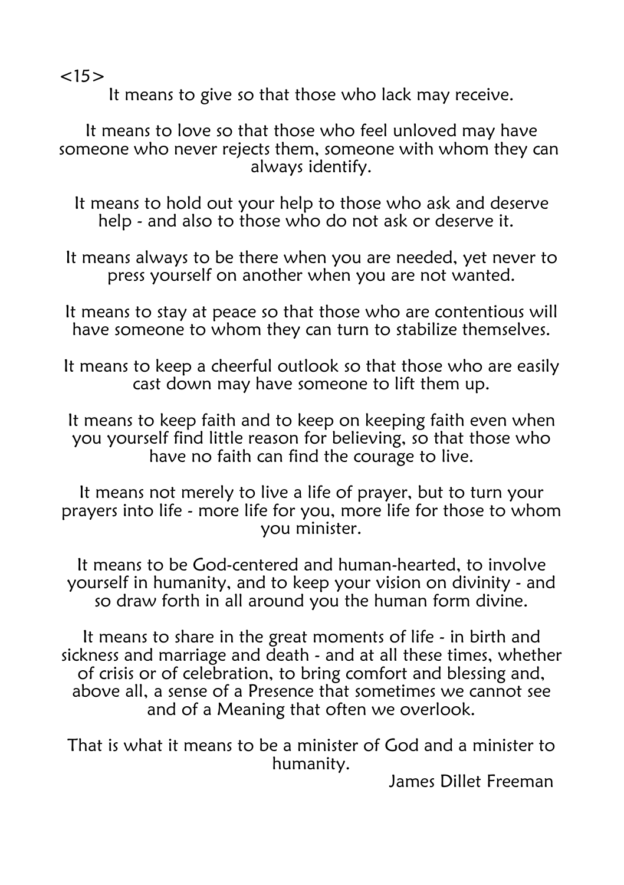It means to give so that those who lack may receive.

It means to love so that those who feel unloved may have someone who never rejects them, someone with whom they can always identify.

It means to hold out your help to those who ask and deserve help - and also to those who do not ask or deserve it.

It means always to be there when you are needed, yet never to press yourself on another when you are not wanted.

It means to stay at peace so that those who are contentious will have someone to whom they can turn to stabilize themselves.

It means to keep a cheerful outlook so that those who are easily cast down may have someone to lift them up.

It means to keep faith and to keep on keeping faith even when you yourself find little reason for believing, so that those who have no faith can find the courage to live.

It means not merely to live a life of prayer, but to turn your prayers into life - more life for you, more life for those to whom you minister.

It means to be God-centered and human-hearted, to involve yourself in humanity, and to keep your vision on divinity - and so draw forth in all around you the human form divine.

It means to share in the great moments of life - in birth and sickness and marriage and death - and at all these times, whether of crisis or of celebration, to bring comfort and blessing and, above all, a sense of a Presence that sometimes we cannot see and of a Meaning that often we overlook.

That is what it means to be a minister of God and a minister to humanity.

James Dillet Freeman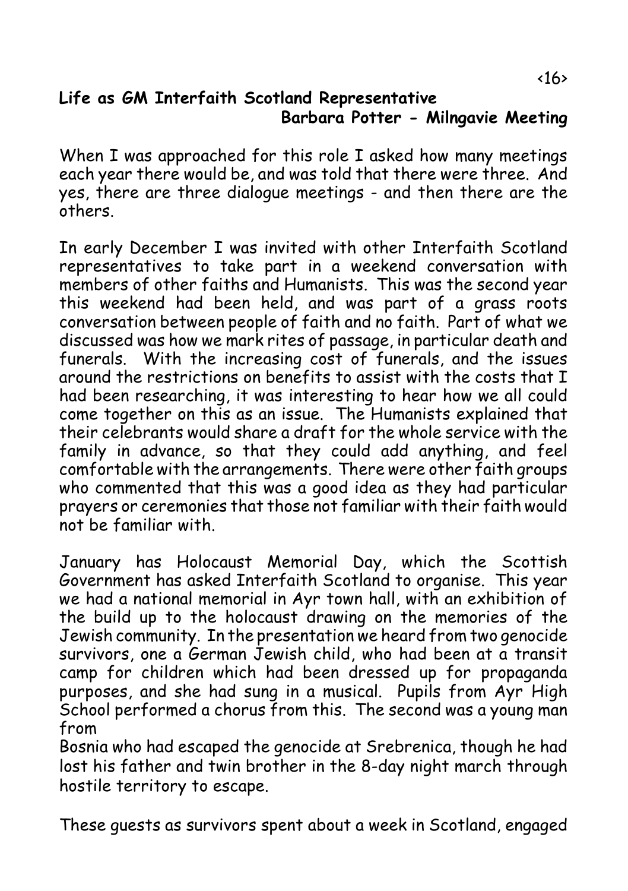## Life as GM Interfaith Scotland Representative

**Barbara Potter - Milngavie Meeting**

When I was approached for this role I asked how many meetings each year there would be, and was told that there were three. And yes, there are three dialogue meetings - and then there are the others.

In early December I was invited with other Interfaith Scotland representatives to take part in a weekend conversation with members of other faiths and Humanists. This was the second year this weekend had been held, and was part of a grass roots conversation between people of faith and no faith. Part of what we discussed was how we mark rites of passage, in particular death and funerals. With the increasing cost of funerals, and the issues around the restrictions on benefits to assist with the costs that I had been researching, it was interesting to hear how we all could come together on this as an issue. The Humanists explained that their celebrants would share a draft for the whole service with the family in advance, so that they could add anything, and feel comfortable with the arrangements. There were other faith groups who commented that this was a good idea as they had particular prayers or ceremonies that those not familiar with their faith would not be familiar with.

January has Holocaust Memorial Day, which the Scottish Government has asked Interfaith Scotland to organise. This year we had a national memorial in Ayr town hall, with an exhibition of the build up to the holocaust drawing on the memories of the Jewish community. In the presentation we heard from two genocide survivors, one a German Jewish child, who had been at a transit camp for children which had been dressed up for propaganda purposes, and she had sung in a musical. Pupils from Ayr High School performed a chorus from this. The second was a young man from Bosnia who had escaped the genocide at Srebrenica, though he had lost his father and twin brother in the 8-day night march through hostile territory to escape.

These guests as survivors spent about a week in Scotland, engaged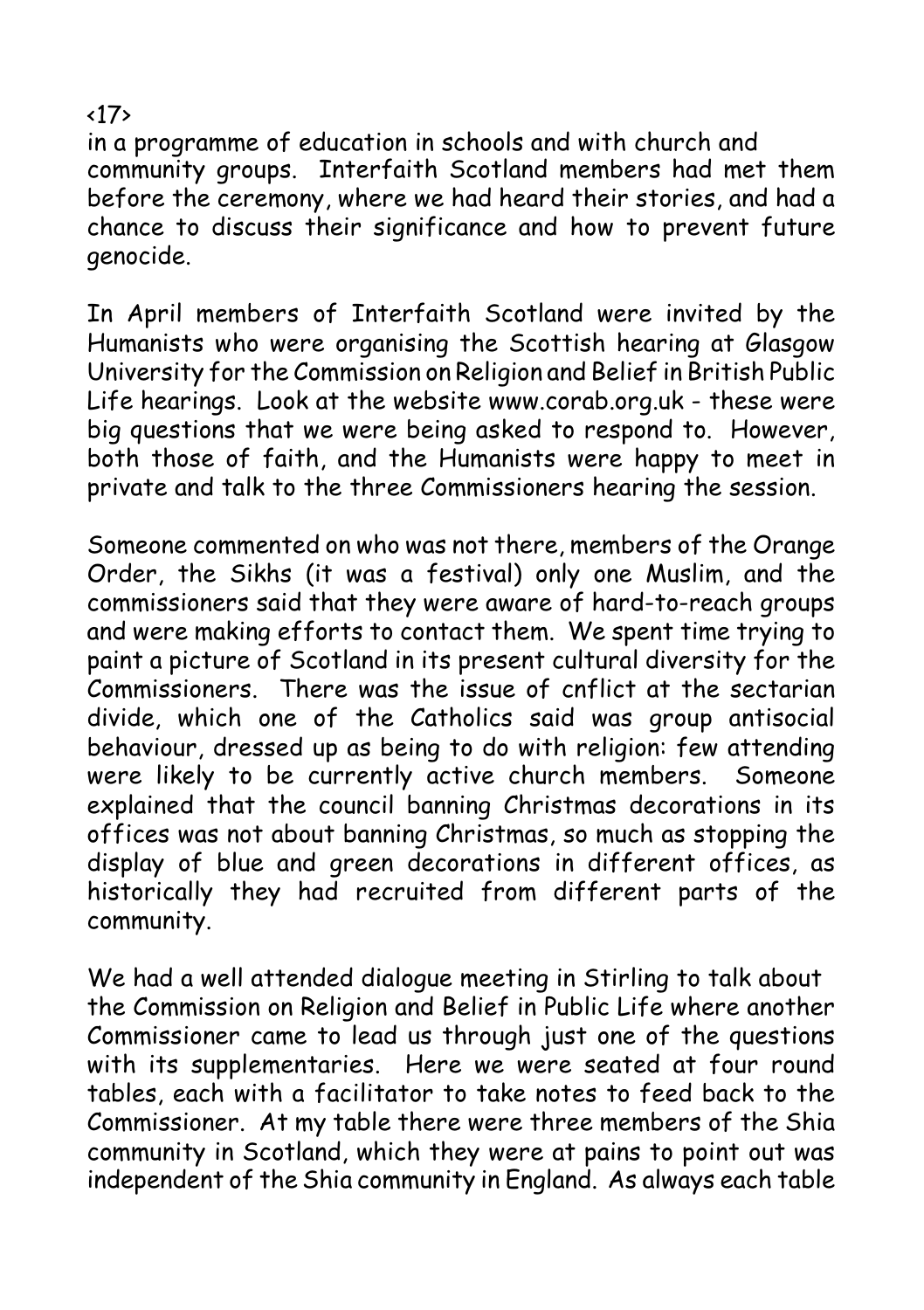in a programme of education in schools and with church and community groups. Interfaith Scotland members had met them before the ceremony, where we had heard their stories, and had a chance to discuss their significance and how to prevent future genocide.

In April members of Interfaith Scotland were invited by the Humanists who were organising the Scottish hearing at Glasgow University for the Commission on Religion and Belief in British Public Life hearings. Look at the website www.corab.org.uk - these were big questions that we were being asked to respond to. However, both those of faith, and the Humanists were happy to meet in private and talk to the three Commissioners hearing the session.

Someone commented on who was not there, members of the Orange Order, the Sikhs (it was a festival) only one Muslim, and the commissioners said that they were aware of hard-to-reach groups and were making efforts to contact them. We spent time trying to paint a picture of Scotland in its present cultural diversity for the Commissioners. There was the issue of cnflict at the sectarian divide, which one of the Catholics said was group antisocial behaviour, dressed up as being to do with religion: few attending were likely to be currently active church members. Someone explained that the council banning Christmas decorations in its offices was not about banning Christmas, so much as stopping the display of blue and green decorations in different offices, as historically they had recruited from different parts of the community.

We had a well attended dialogue meeting in Stirling to talk about the Commission on Religion and Belief in Public Life where another Commissioner came to lead us through just one of the questions with its supplementaries. Here we were seated at four round tables, each with a facilitator to take notes to feed back to the Commissioner. At my table there were three members of the Shia community in Scotland, which they were at pains to point out was independent of the Shia community in England. As always each table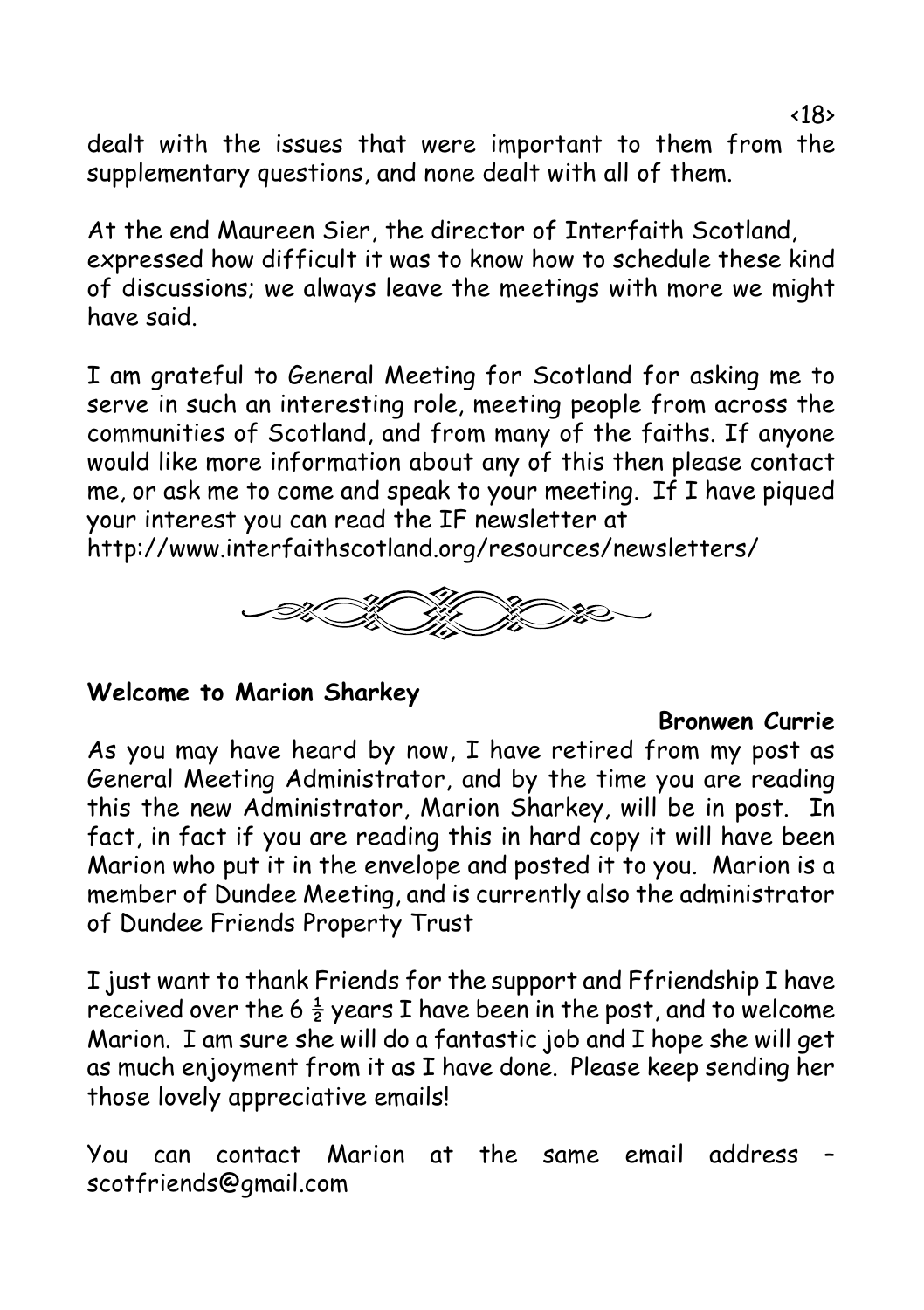dealt with the issues that were important to them from the supplementary questions, and none dealt with all of them.

At the end Maureen Sier, the director of Interfaith Scotland, expressed how difficult it was to know how to schedule these kind of discussions; we always leave the meetings with more we might have said.

I am grateful to General Meeting for Scotland for asking me to serve in such an interesting role, meeting people from across the communities of Scotland, and from many of the faiths. If anyone would like more information about any of this then please contact me, or ask me to come and speak to your meeting. If I have piqued your interest you can read the IF newsletter at http://www.interfaithscotland.org/resources/newsletters/

## Welcome to Marion Sharkey

**Bronwen Currie**

As you may have heard by now, I have retired from my post as General Meeting Administrator, and by the time you are reading this the new Administrator, Marion Sharkey, will be in post. In fact, in fact if you are reading this in hard copy it will have been Marion who put it in the envelope and posted it to you. Marion is a member of Dundee Meeting, and is currently also the administrator of Dundee Friends Property Trust

I just want to thank Friends for the support and Ffriendship I have received over the 6 ½ years I have been in the post, and to welcome Marion. I am sure she will do a fantastic job and I hope she will get as much enjoyment from it as I have done. Please keep sending her those lovely appreciative emails!

You can contact Marion at the same email address – scotfriends@gmail.com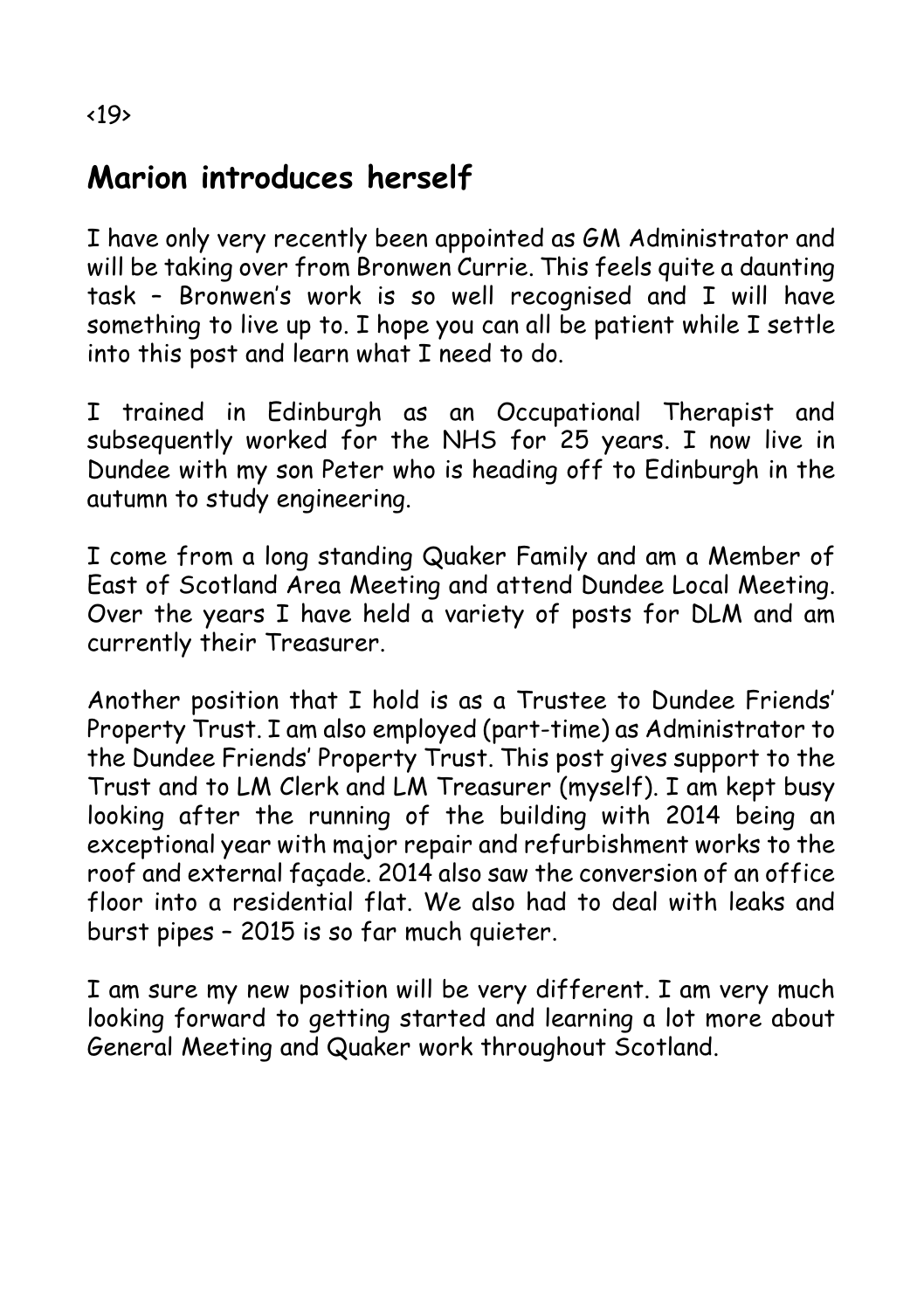## Marion introduces herself

I have only very recently been appointed as GM Administrator and will be taking over from Bronwen Currie. This feels quite a daunting task – Bronwen's work is so well recognised and I will have something to live up to. I hope you can all be patient while I settle into this post and learn what I need to do.

I trained in Edinburgh as an Occupational Therapist and subsequently worked for the NHS for 25 years. I now live in Dundee with my son Peter who is heading off to Edinburgh in the autumn to study engineering.

I come from a long standing Quaker Family and am a Member of East of Scotland Area Meeting and attend Dundee Local Meeting. Over the years I have held a variety of posts for DLM and am currently their Treasurer.

Another position that I hold is as a Trustee to Dundee Friends' Property Trust. I am also employed (part-time) as Administrator to the Dundee Friends' Property Trust. This post gives support to the Trust and to LM Clerk and LM Treasurer (myself). I am kept busy looking after the running of the building with 2014 being an exceptional year with major repair and refurbishment works to the roof and external façade. 2014 also saw the conversion of an office floor into a residential flat. We also had to deal with leaks and burst pipes – 2015 is so far much quieter.

I am sure my new position will be very different. I am very much looking forward to getting started and learning a lot more about General Meeting and Quaker work throughout Scotland.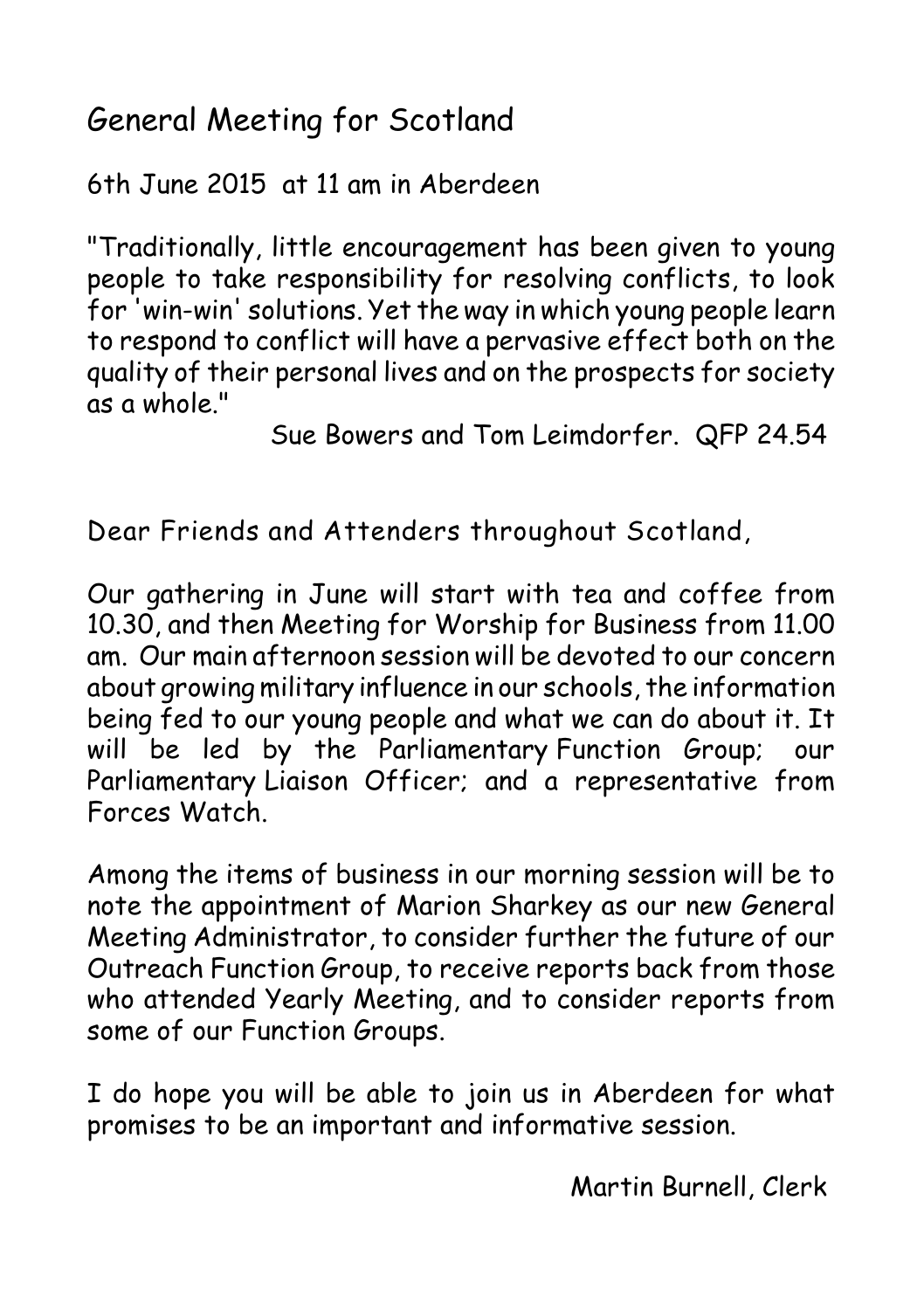# General Meeting for Scotland

6th June 2015 at 11 am in Aberdeen

"Traditionally, little encouragement has been given to young people to take responsibility for resolving conflicts, to look for 'win-win' solutions. Yet the way in which young people learn to respond to conflict will have a pervasive effect both on the quality of their personal lives and on the prospects for society as a whole."

Sue Bowers and Tom Leimdorfer. QFP 24.54

Dear Friends and Attenders throughout Scotland,

Our gathering in June will start with tea and coffee from 10.30, and then Meeting for Worship for Business from 11.00 am. Our main afternoon session will be devoted to our concern about growing military influence in our schools, the information being fed to our young people and what we can do about it. It will be led by the Parliamentary Function Group; our Parliamentary Liaison Officer; and a representative from Forces Watch.

Among the items of business in our morning session will be to note the appointment of Marion Sharkey as our new General Meeting Administrator, to consider further the future of our Outreach Function Group, to receive reports back from those who attended Yearly Meeting, and to consider reports from some of our Function Groups.

I do hope you will be able to join us in Aberdeen for what promises to be an important and informative session.

Martin Burnell, Clerk